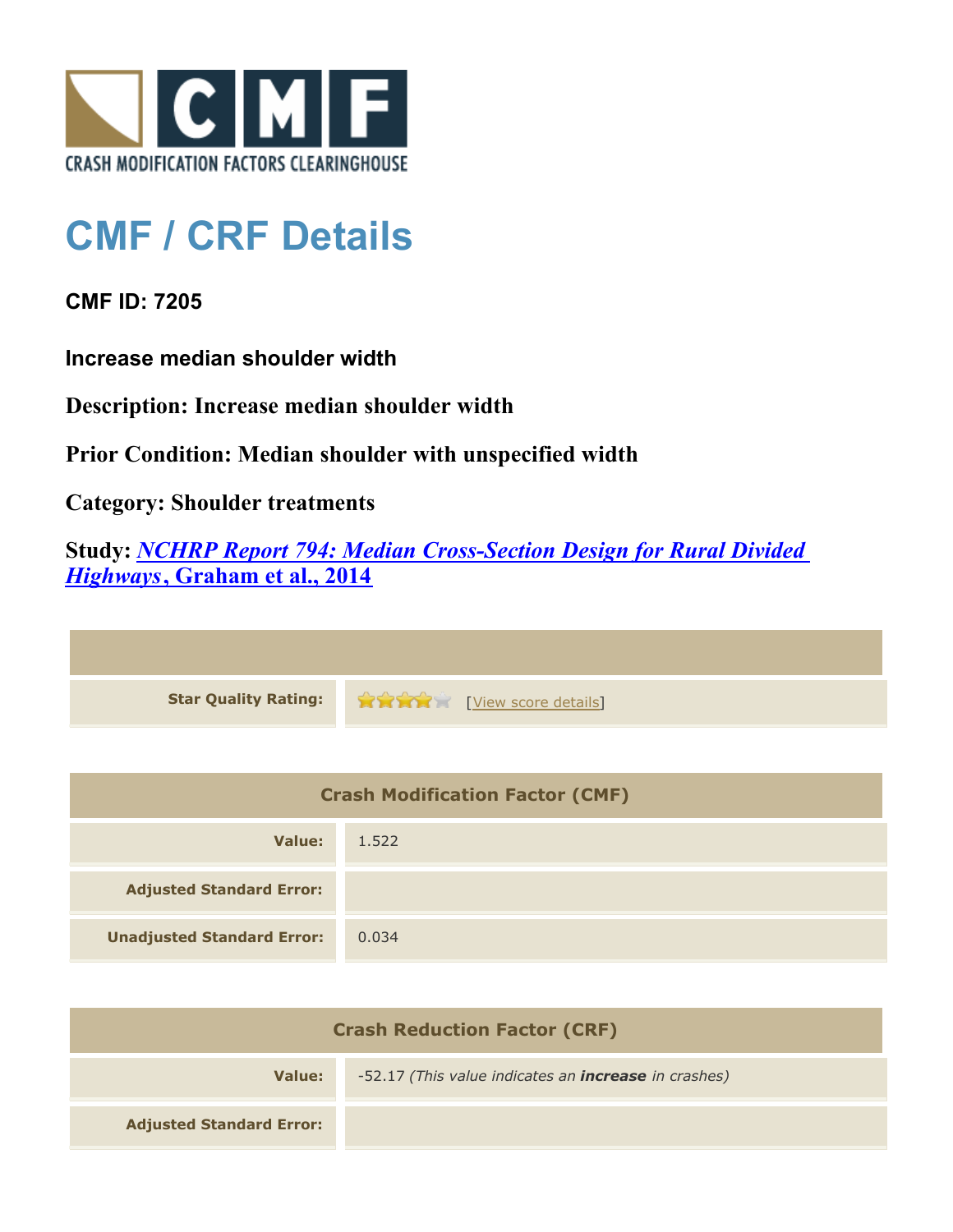CRASH MODIFICATION FACTORS CLEARINGHOUSE

# CMF / CRF Details

## CMF ID: 7205

### Increase median shoulder width

**Description: Increase median shoulder width**

**Prior Condition: Median shoulder with unspecified width**

**Category: Shoulder treatments**

**Study: *NCHRP Report 794: Median Cross-Section Design for Rural Divided Highways*, Graham et al., 2014**

| | |
|---|---|
| **Star Quality Rating:** | 4 of 5 stars [View score details] |

| Crash Modification Factor (CMF) | |
|---|---|
| **Value:** | 1.522 |
| **Adjusted Standard Error:** | |
| **Unadjusted Standard Error:** | 0.034 |

| Crash Reduction Factor (CRF) | |
|---|---|
| **Value:** | -52.17 *(This value indicates an **increase** in crashes)* |
| **Adjusted Standard Error:** | |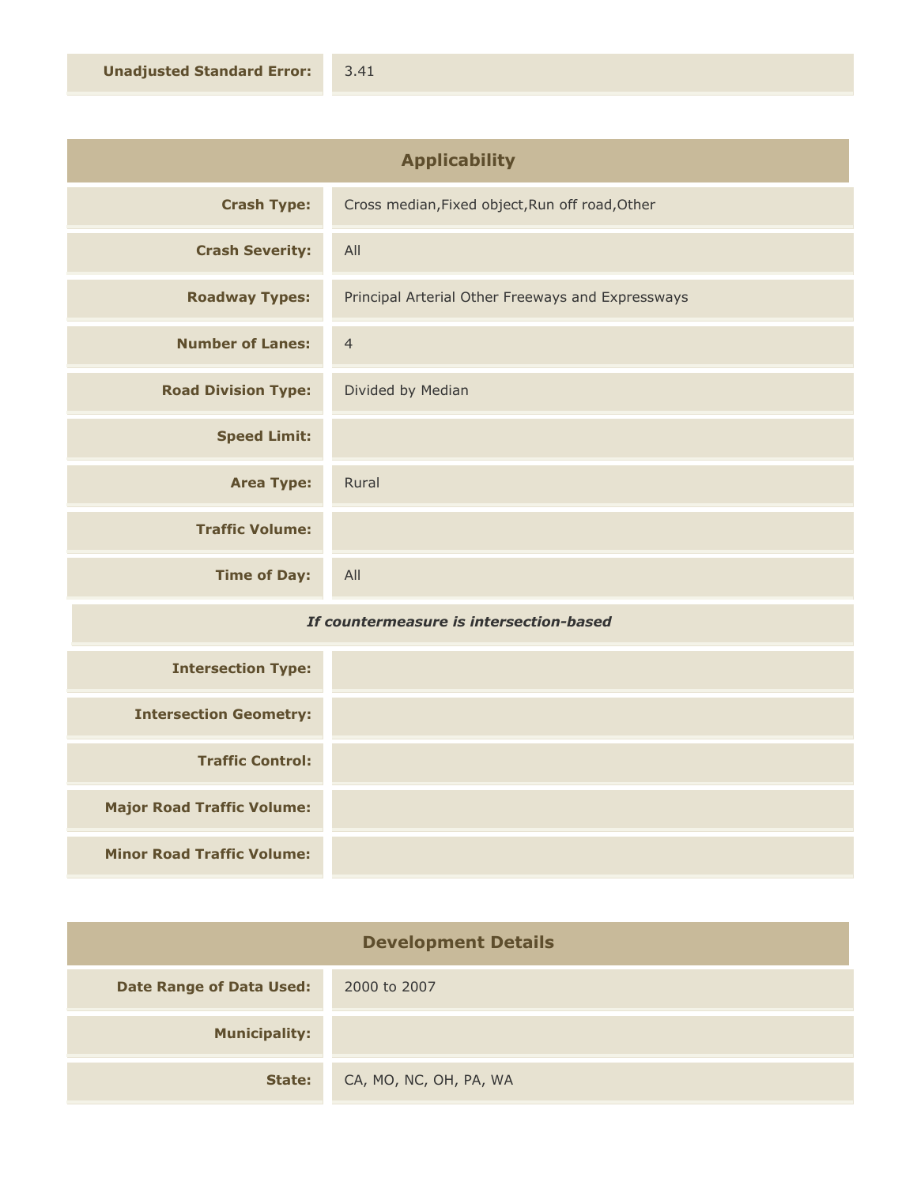| | |
|---|---|
| **Unadjusted Standard Error:** | 3.41 |

## Applicability

| | |
|---|---|
| **Crash Type:** | Cross median,Fixed object,Run off road,Other |
| **Crash Severity:** | All |
| **Roadway Types:** | Principal Arterial Other Freeways and Expressways |
| **Number of Lanes:** | 4 |
| **Road Division Type:** | Divided by Median |
| **Speed Limit:** | |
| **Area Type:** | Rural |
| **Traffic Volume:** | |
| **Time of Day:** | All |

***If countermeasure is intersection-based***

| | |
|---|---|
| **Intersection Type:** | |
| **Intersection Geometry:** | |
| **Traffic Control:** | |
| **Major Road Traffic Volume:** | |
| **Minor Road Traffic Volume:** | |

## Development Details

| | |
|---|---|
| **Date Range of Data Used:** | 2000 to 2007 |
| **Municipality:** | |
| **State:** | CA, MO, NC, OH, PA, WA |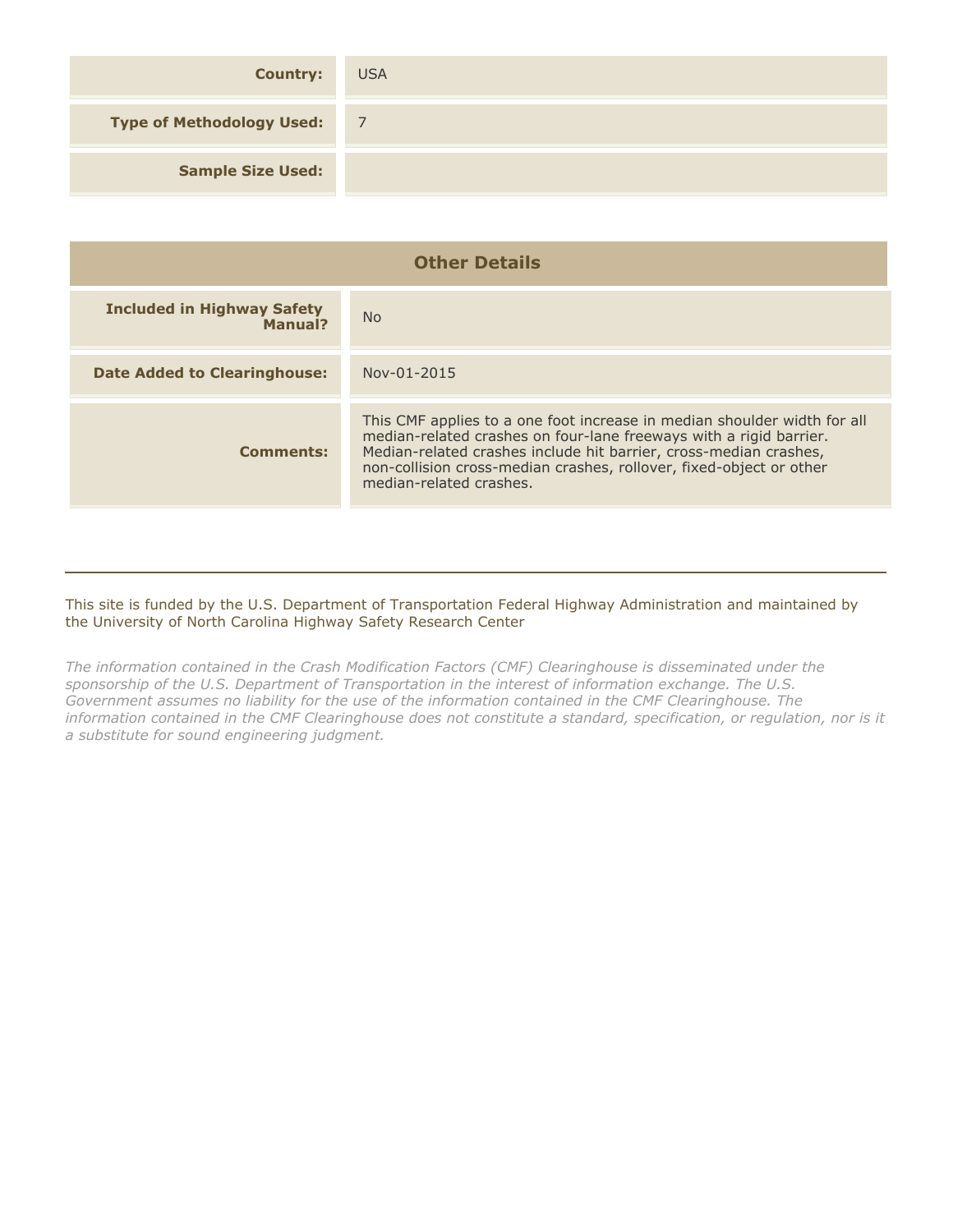| | |
|---|---|
| **Country:** | USA |
| **Type of Methodology Used:** | 7 |
| **Sample Size Used:** | |

## Other Details

| | |
|---|---|
| **Included in Highway Safety Manual?** | No |
| **Date Added to Clearinghouse:** | Nov-01-2015 |
| **Comments:** | This CMF applies to a one foot increase in median shoulder width for all median-related crashes on four-lane freeways with a rigid barrier. Median-related crashes include hit barrier, cross-median crashes, non-collision cross-median crashes, rollover, fixed-object or other median-related crashes. |

---

This site is funded by the U.S. Department of Transportation Federal Highway Administration and maintained by the University of North Carolina Highway Safety Research Center

*The information contained in the Crash Modification Factors (CMF) Clearinghouse is disseminated under the sponsorship of the U.S. Department of Transportation in the interest of information exchange. The U.S. Government assumes no liability for the use of the information contained in the CMF Clearinghouse. The information contained in the CMF Clearinghouse does not constitute a standard, specification, or regulation, nor is it a substitute for sound engineering judgment.*